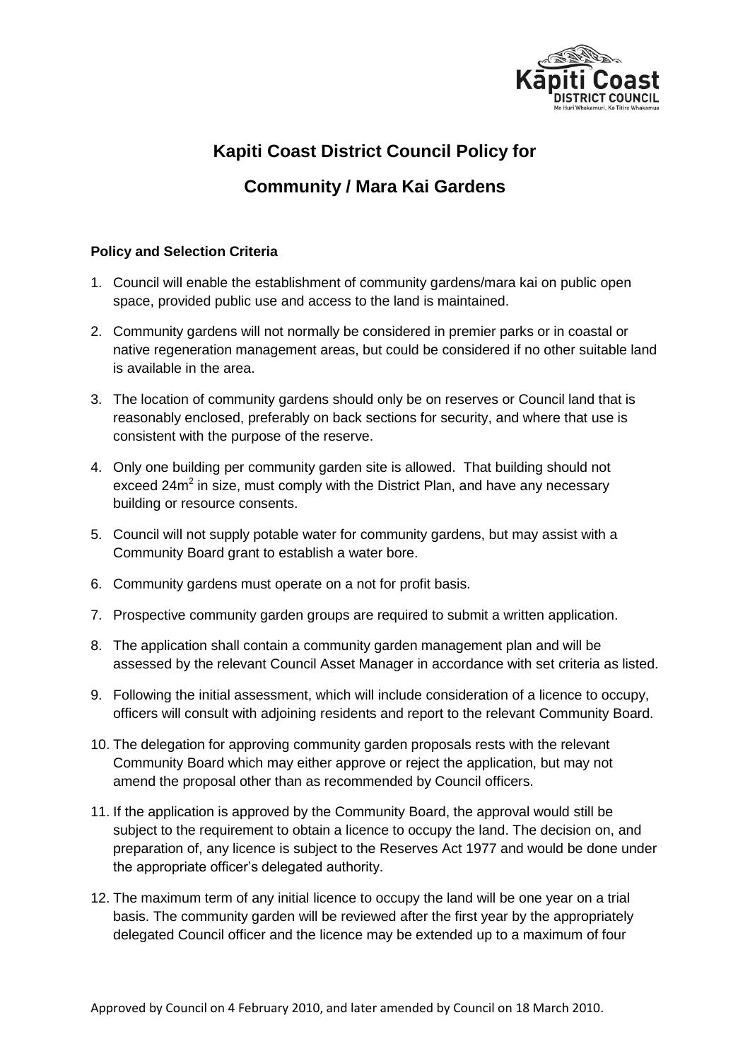# Kapiti Coast District Council Policy for

# Community / Mara Kai Gardens

**Policy and Selection Criteria**

1. Council will enable the establishment of community gardens/mara kai on public open space, provided public use and access to the land is maintained.
2. Community gardens will not normally be considered in premier parks or in coastal or native regeneration management areas, but could be considered if no other suitable land is available in the area.
3. The location of community gardens should only be on reserves or Council land that is reasonably enclosed, preferably on back sections for security, and where that use is consistent with the purpose of the reserve.
4. Only one building per community garden site is allowed. That building should not exceed $24m^2$ in size, must comply with the District Plan, and have any necessary building or resource consents.
5. Council will not supply potable water for community gardens, but may assist with a Community Board grant to establish a water bore.
6. Community gardens must operate on a not for profit basis.
7. Prospective community garden groups are required to submit a written application.
8. The application shall contain a community garden management plan and will be assessed by the relevant Council Asset Manager in accordance with set criteria as listed.
9. Following the initial assessment, which will include consideration of a licence to occupy, officers will consult with adjoining residents and report to the relevant Community Board.
10. The delegation for approving community garden proposals rests with the relevant Community Board which may either approve or reject the application, but may not amend the proposal other than as recommended by Council officers.
11. If the application is approved by the Community Board, the approval would still be subject to the requirement to obtain a licence to occupy the land. The decision on, and preparation of, any licence is subject to the Reserves Act 1977 and would be done under the appropriate officer's delegated authority.
12. The maximum term of any initial licence to occupy the land will be one year on a trial basis. The community garden will be reviewed after the first year by the appropriately delegated Council officer and the licence may be extended up to a maximum of four

Approved by Council on 4 February 2010, and later amended by Council on 18 March 2010.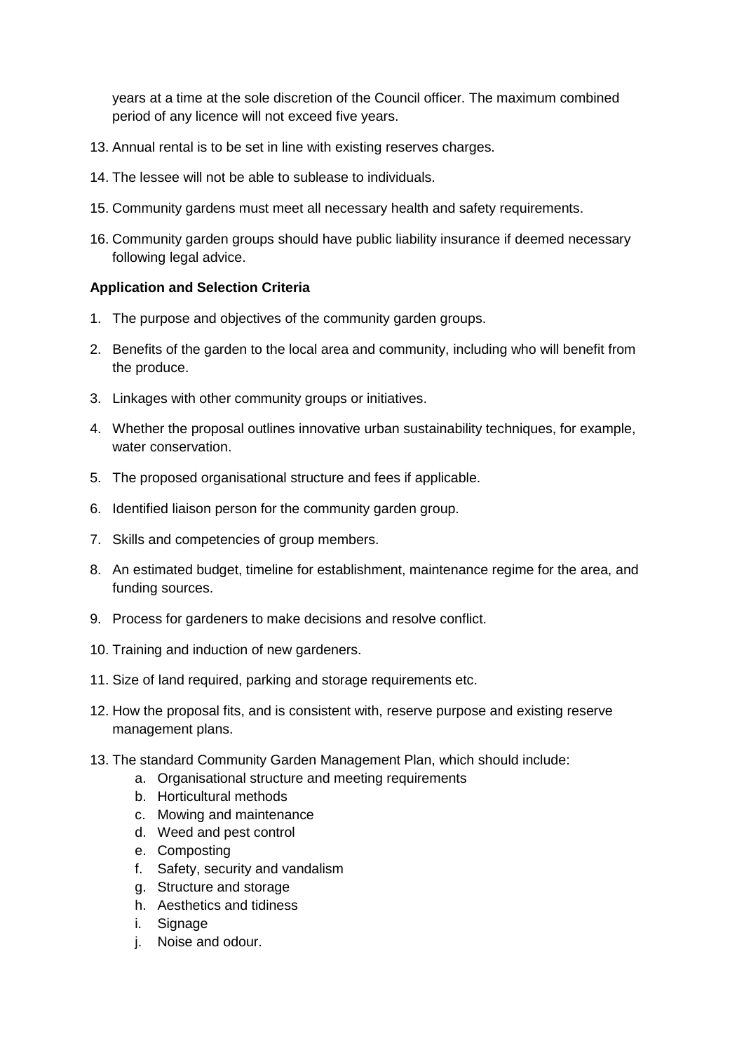years at a time at the sole discretion of the Council officer. The maximum combined period of any licence will not exceed five years.

13. Annual rental is to be set in line with existing reserves charges.
14. The lessee will not be able to sublease to individuals.
15. Community gardens must meet all necessary health and safety requirements.
16. Community garden groups should have public liability insurance if deemed necessary following legal advice.

**Application and Selection Criteria**

1. The purpose and objectives of the community garden groups.
2. Benefits of the garden to the local area and community, including who will benefit from the produce.
3. Linkages with other community groups or initiatives.
4. Whether the proposal outlines innovative urban sustainability techniques, for example, water conservation.
5. The proposed organisational structure and fees if applicable.
6. Identified liaison person for the community garden group.
7. Skills and competencies of group members.
8. An estimated budget, timeline for establishment, maintenance regime for the area, and funding sources.
9. Process for gardeners to make decisions and resolve conflict.
10. Training and induction of new gardeners.
11. Size of land required, parking and storage requirements etc.
12. How the proposal fits, and is consistent with, reserve purpose and existing reserve management plans.
13. The standard Community Garden Management Plan, which should include:
    a. Organisational structure and meeting requirements
    b. Horticultural methods
    c. Mowing and maintenance
    d. Weed and pest control
    e. Composting
    f. Safety, security and vandalism
    g. Structure and storage
    h. Aesthetics and tidiness
    i. Signage
    j. Noise and odour.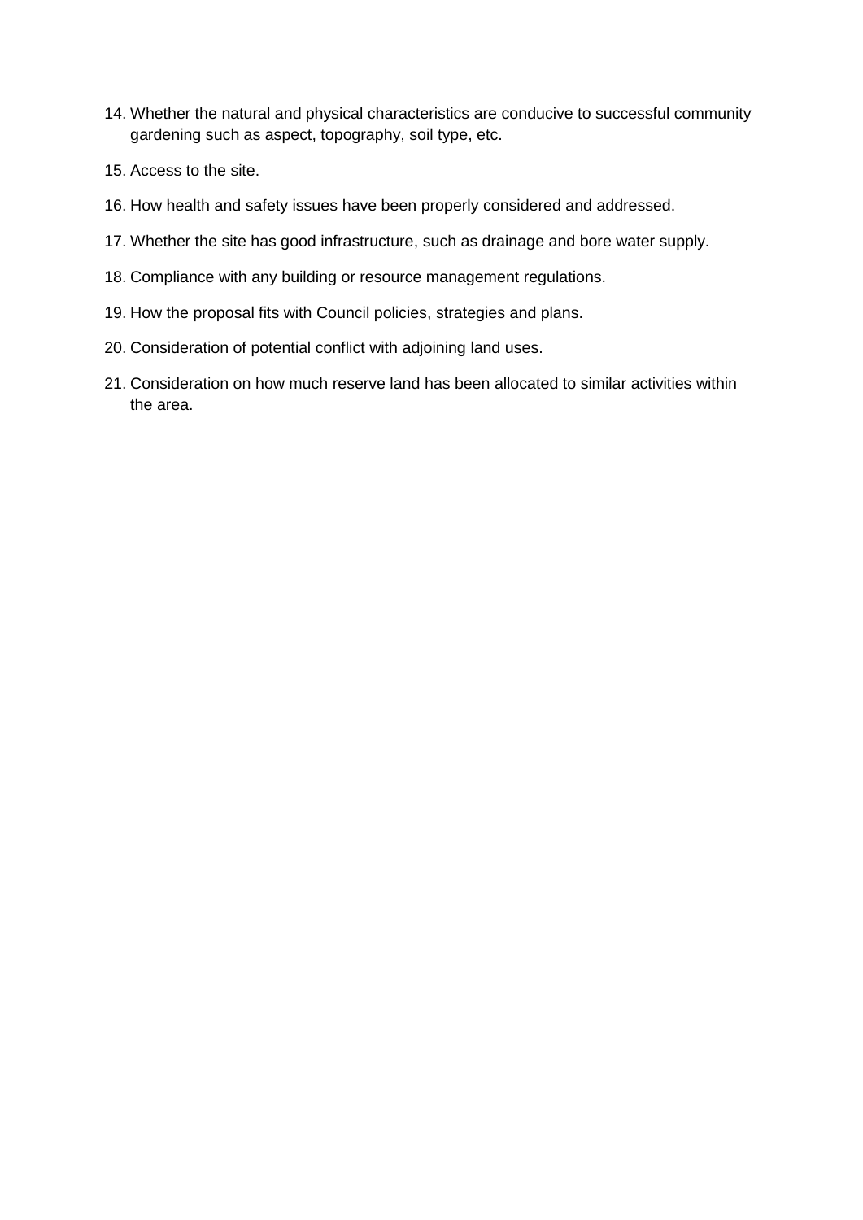14. Whether the natural and physical characteristics are conducive to successful community gardening such as aspect, topography, soil type, etc.
15. Access to the site.
16. How health and safety issues have been properly considered and addressed.
17. Whether the site has good infrastructure, such as drainage and bore water supply.
18. Compliance with any building or resource management regulations.
19. How the proposal fits with Council policies, strategies and plans.
20. Consideration of potential conflict with adjoining land uses.
21. Consideration on how much reserve land has been allocated to similar activities within the area.